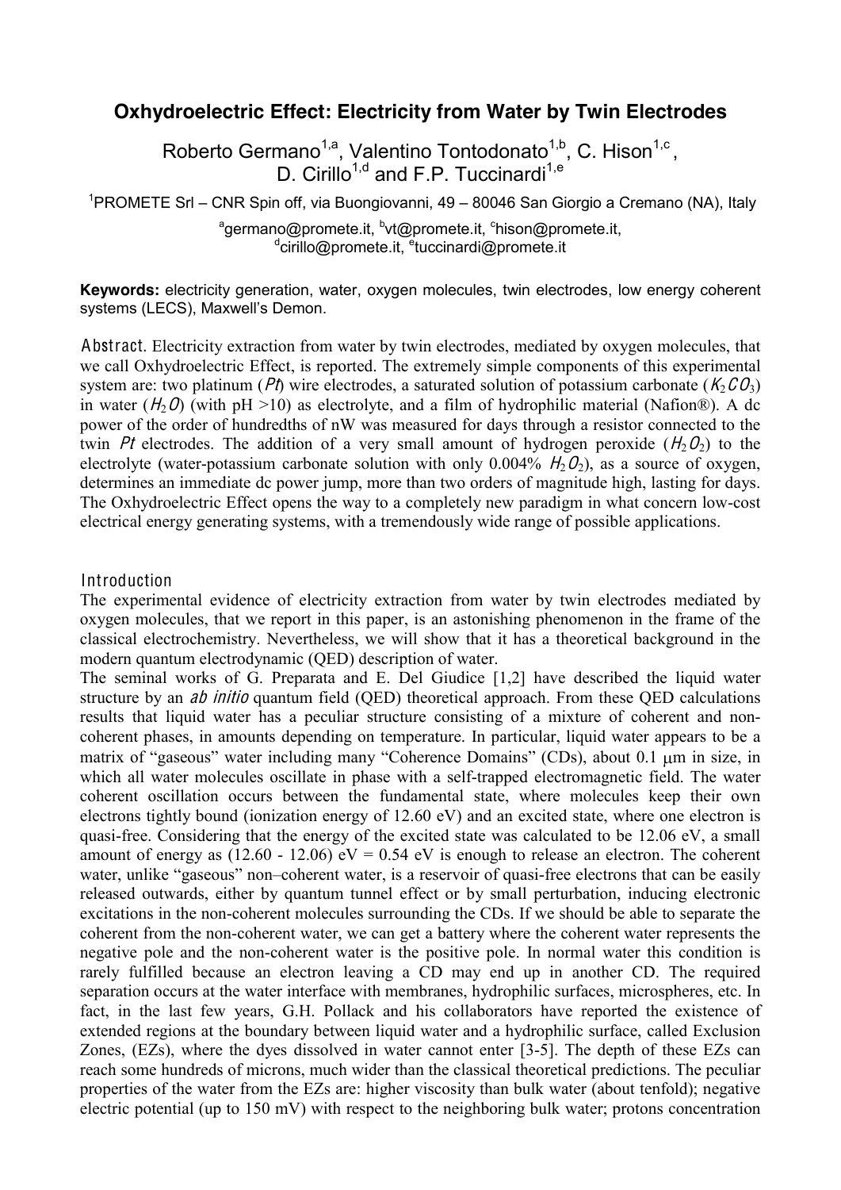# Oxhydroelectric Effect: Electricity from Water by Twin Electrodes

Roberto Germano[1,a], Valentino Tontodonato[1,b], C. Hison[1,c], D. Cirillo[1,d] and F.P. Tuccinardi[1,e]

[1]PROMETE Srl – CNR Spin off, via Buongiovanni, 49 – 80046 San Giorgio a Cremano (NA), Italy

[a]germano@promete.it, [b]vt@promete.it, [c]hison@promete.it, [d]cirillo@promete.it, [e]tuccinardi@promete.it

**Keywords:** electricity generation, water, oxygen molecules, twin electrodes, low energy coherent systems (LECS), Maxwell's Demon.

**Abstract.** Electricity extraction from water by twin electrodes, mediated by oxygen molecules, that we call Oxhydroelectric Effect, is reported. The extremely simple components of this experimental system are: two platinum (*Pt*) wire electrodes, a saturated solution of potassium carbonate ($K_2CO_3$) in water ($H_2O$) (with pH >10) as electrolyte, and a film of hydrophilic material (Nafion®). A dc power of the order of hundredths of nW was measured for days through a resistor connected to the twin *Pt* electrodes. The addition of a very small amount of hydrogen peroxide ($H_2O_2$) to the electrolyte (water-potassium carbonate solution with only 0.004% $H_2O_2$), as a source of oxygen, determines an immediate dc power jump, more than two orders of magnitude high, lasting for days. The Oxhydroelectric Effect opens the way to a completely new paradigm in what concern low-cost electrical energy generating systems, with a tremendously wide range of possible applications.

## Introduction

The experimental evidence of electricity extraction from water by twin electrodes mediated by oxygen molecules, that we report in this paper, is an astonishing phenomenon in the frame of the classical electrochemistry. Nevertheless, we will show that it has a theoretical background in the modern quantum electrodynamic (QED) description of water.

The seminal works of G. Preparata and E. Del Giudice [1,2] have described the liquid water structure by an *ab initio* quantum field (QED) theoretical approach. From these QED calculations results that liquid water has a peculiar structure consisting of a mixture of coherent and non-coherent phases, in amounts depending on temperature. In particular, liquid water appears to be a matrix of "gaseous" water including many "Coherence Domains" (CDs), about 0.1 μm in size, in which all water molecules oscillate in phase with a self-trapped electromagnetic field. The water coherent oscillation occurs between the fundamental state, where molecules keep their own electrons tightly bound (ionization energy of 12.60 eV) and an excited state, where one electron is quasi-free. Considering that the energy of the excited state was calculated to be 12.06 eV, a small amount of energy as (12.60 - 12.06) eV = 0.54 eV is enough to release an electron. The coherent water, unlike "gaseous" non–coherent water, is a reservoir of quasi-free electrons that can be easily released outwards, either by quantum tunnel effect or by small perturbation, inducing electronic excitations in the non-coherent molecules surrounding the CDs. If we should be able to separate the coherent from the non-coherent water, we can get a battery where the coherent water represents the negative pole and the non-coherent water is the positive pole. In normal water this condition is rarely fulfilled because an electron leaving a CD may end up in another CD. The required separation occurs at the water interface with membranes, hydrophilic surfaces, microspheres, etc. In fact, in the last few years, G.H. Pollack and his collaborators have reported the existence of extended regions at the boundary between liquid water and a hydrophilic surface, called Exclusion Zones, (EZs), where the dyes dissolved in water cannot enter [3-5]. The depth of these EZs can reach some hundreds of microns, much wider than the classical theoretical predictions. The peculiar properties of the water from the EZs are: higher viscosity than bulk water (about tenfold); negative electric potential (up to 150 mV) with respect to the neighboring bulk water; protons concentration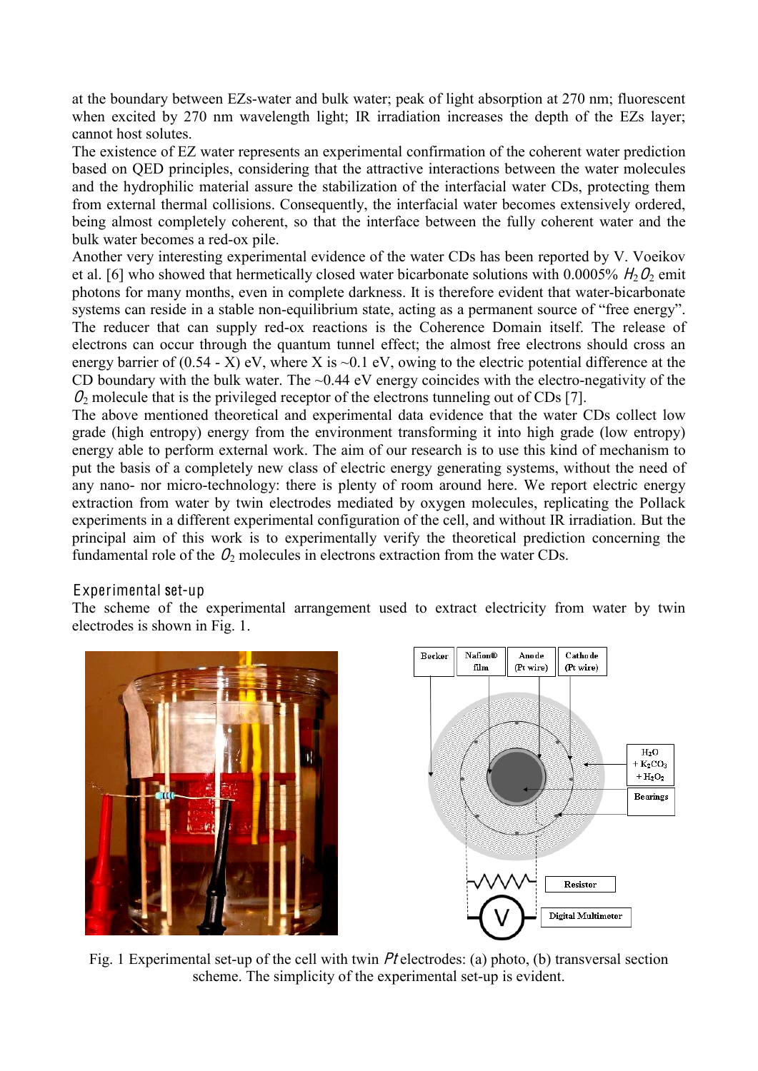at the boundary between EZs-water and bulk water; peak of light absorption at 270 nm; fluorescent when excited by 270 nm wavelength light; IR irradiation increases the depth of the EZs layer; cannot host solutes.

The existence of EZ water represents an experimental confirmation of the coherent water prediction based on QED principles, considering that the attractive interactions between the water molecules and the hydrophilic material assure the stabilization of the interfacial water CDs, protecting them from external thermal collisions. Consequently, the interfacial water becomes extensively ordered, being almost completely coherent, so that the interface between the fully coherent water and the bulk water becomes a red-ox pile.

Another very interesting experimental evidence of the water CDs has been reported by V. Voeikov et al. [6] who showed that hermetically closed water bicarbonate solutions with 0.0005% $H_2O_2$ emit photons for many months, even in complete darkness. It is therefore evident that water-bicarbonate systems can reside in a stable non-equilibrium state, acting as a permanent source of "free energy". The reducer that can supply red-ox reactions is the Coherence Domain itself. The release of electrons can occur through the quantum tunnel effect; the almost free electrons should cross an energy barrier of (0.54 - X) eV, where X is ~0.1 eV, owing to the electric potential difference at the CD boundary with the bulk water. The ~0.44 eV energy coincides with the electro-negativity of the $O_2$ molecule that is the privileged receptor of the electrons tunneling out of CDs [7].

The above mentioned theoretical and experimental data evidence that the water CDs collect low grade (high entropy) energy from the environment transforming it into high grade (low entropy) energy able to perform external work. The aim of our research is to use this kind of mechanism to put the basis of a completely new class of electric energy generating systems, without the need of any nano- nor micro-technology: there is plenty of room around here. We report electric energy extraction from water by twin electrodes mediated by oxygen molecules, replicating the Pollack experiments in a different experimental configuration of the cell, and without IR irradiation. But the principal aim of this work is to experimentally verify the theoretical prediction concerning the fundamental role of the $O_2$ molecules in electrons extraction from the water CDs.

## Experimental set-up

The scheme of the experimental arrangement used to extract electricity from water by twin electrodes is shown in Fig. 1.

Fig. 1 Experimental set-up of the cell with twin *Pt* electrodes: (a) photo, (b) transversal section scheme. The simplicity of the experimental set-up is evident.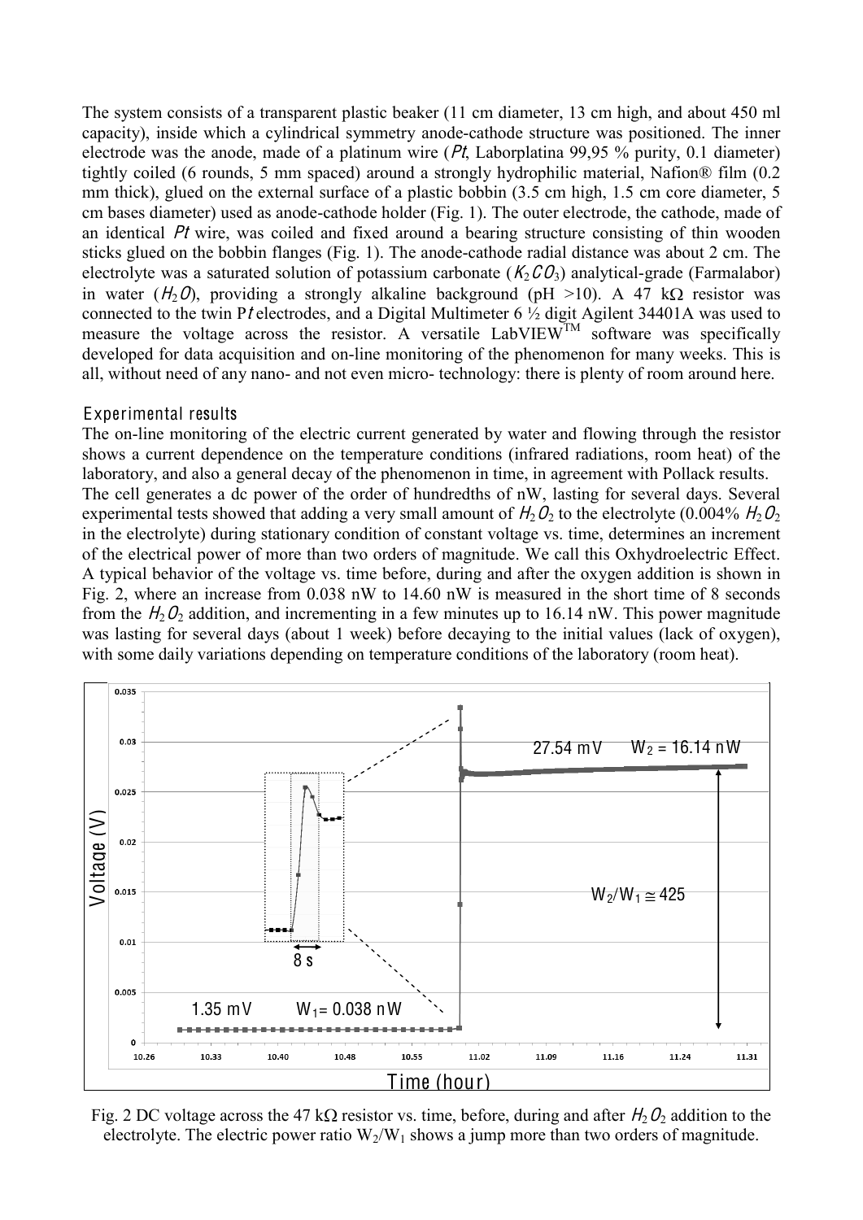The system consists of a transparent plastic beaker (11 cm diameter, 13 cm high, and about 450 ml capacity), inside which a cylindrical symmetry anode-cathode structure was positioned. The inner electrode was the anode, made of a platinum wire (*Pt*, Laborplatina 99,95 % purity, 0.1 diameter) tightly coiled (6 rounds, 5 mm spaced) around a strongly hydrophilic material, Nafion® film (0.2 mm thick), glued on the external surface of a plastic bobbin (3.5 cm high, 1.5 cm core diameter, 5 cm bases diameter) used as anode-cathode holder (Fig. 1). The outer electrode, the cathode, made of an identical *Pt* wire, was coiled and fixed around a bearing structure consisting of thin wooden sticks glued on the bobbin flanges (Fig. 1). The anode-cathode radial distance was about 2 cm. The electrolyte was a saturated solution of potassium carbonate ($K_2CO_3$) analytical-grade (Farmalabor) in water ($H_2O$), providing a strongly alkaline background (pH >10). A 47 kΩ resistor was connected to the twin P*t* electrodes, and a Digital Multimeter 6 ½ digit Agilent 34401A was used to measure the voltage across the resistor. A versatile LabVIEW™ software was specifically developed for data acquisition and on-line monitoring of the phenomenon for many weeks. This is all, without need of any nano- and not even micro- technology: there is plenty of room around here.

## Experimental results

The on-line monitoring of the electric current generated by water and flowing through the resistor shows a current dependence on the temperature conditions (infrared radiations, room heat) of the laboratory, and also a general decay of the phenomenon in time, in agreement with Pollack results.
The cell generates a dc power of the order of hundredths of nW, lasting for several days. Several experimental tests showed that adding a very small amount of $H_2O_2$ to the electrolyte (0.004% $H_2O_2$ in the electrolyte) during stationary condition of constant voltage vs. time, determines an increment of the electrical power of more than two orders of magnitude. We call this Oxhydroelectric Effect. A typical behavior of the voltage vs. time before, during and after the oxygen addition is shown in Fig. 2, where an increase from 0.038 nW to 14.60 nW is measured in the short time of 8 seconds from the $H_2O_2$ addition, and incrementing in a few minutes up to 16.14 nW. This power magnitude was lasting for several days (about 1 week) before decaying to the initial values (lack of oxygen), with some daily variations depending on temperature conditions of the laboratory (room heat).

Fig. 2 DC voltage across the 47 kΩ resistor vs. time, before, during and after $H_2O_2$ addition to the electrolyte. The electric power ratio $W_2/W_1$ shows a jump more than two orders of magnitude.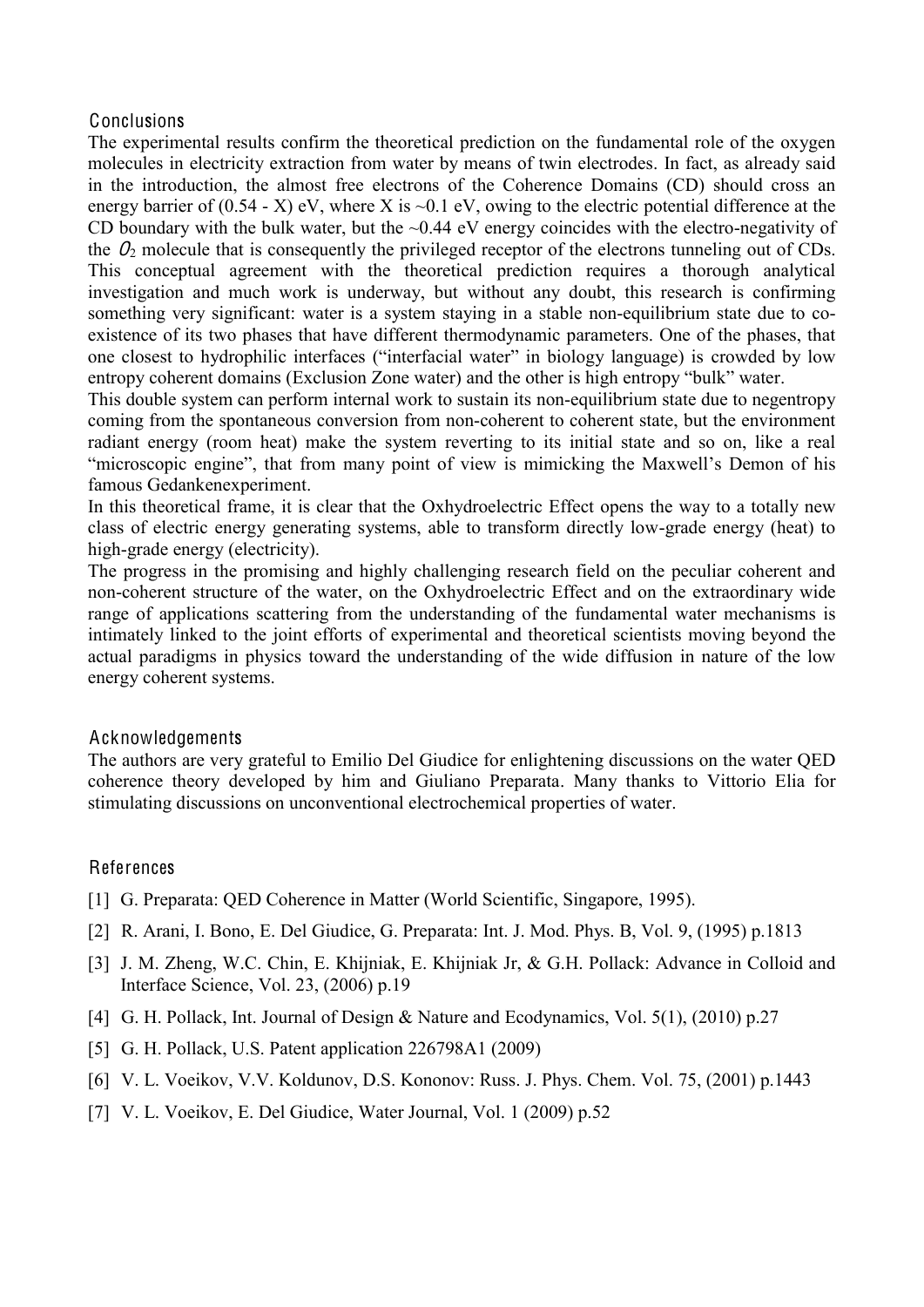## Conclusions

The experimental results confirm the theoretical prediction on the fundamental role of the oxygen molecules in electricity extraction from water by means of twin electrodes. In fact, as already said in the introduction, the almost free electrons of the Coherence Domains (CD) should cross an energy barrier of (0.54 - X) eV, where X is ~0.1 eV, owing to the electric potential difference at the CD boundary with the bulk water, but the ~0.44 eV energy coincides with the electro-negativity of the $O_2$ molecule that is consequently the privileged receptor of the electrons tunneling out of CDs. This conceptual agreement with the theoretical prediction requires a thorough analytical investigation and much work is underway, but without any doubt, this research is confirming something very significant: water is a system staying in a stable non-equilibrium state due to co-existence of its two phases that have different thermodynamic parameters. One of the phases, that one closest to hydrophilic interfaces ("interfacial water" in biology language) is crowded by low entropy coherent domains (Exclusion Zone water) and the other is high entropy "bulk" water.

This double system can perform internal work to sustain its non-equilibrium state due to negentropy coming from the spontaneous conversion from non-coherent to coherent state, but the environment radiant energy (room heat) make the system reverting to its initial state and so on, like a real "microscopic engine", that from many point of view is mimicking the Maxwell's Demon of his famous Gedankenexperiment.

In this theoretical frame, it is clear that the Oxhydroelectric Effect opens the way to a totally new class of electric energy generating systems, able to transform directly low-grade energy (heat) to high-grade energy (electricity).

The progress in the promising and highly challenging research field on the peculiar coherent and non-coherent structure of the water, on the Oxhydroelectric Effect and on the extraordinary wide range of applications scattering from the understanding of the fundamental water mechanisms is intimately linked to the joint efforts of experimental and theoretical scientists moving beyond the actual paradigms in physics toward the understanding of the wide diffusion in nature of the low energy coherent systems.

## Acknowledgements

The authors are very grateful to Emilio Del Giudice for enlightening discussions on the water QED coherence theory developed by him and Giuliano Preparata. Many thanks to Vittorio Elia for stimulating discussions on unconventional electrochemical properties of water.

## References

[1] G. Preparata: QED Coherence in Matter (World Scientific, Singapore, 1995).

[2] R. Arani, I. Bono, E. Del Giudice, G. Preparata: Int. J. Mod. Phys. B, Vol. 9, (1995) p.1813

[3] J. M. Zheng, W.C. Chin, E. Khijniak, E. Khijniak Jr, & G.H. Pollack: Advance in Colloid and Interface Science, Vol. 23, (2006) p.19

[4] G. H. Pollack, Int. Journal of Design & Nature and Ecodynamics, Vol. 5(1), (2010) p.27

[5] G. H. Pollack, U.S. Patent application 226798A1 (2009)

[6] V. L. Voeikov, V.V. Koldunov, D.S. Kononov: Russ. J. Phys. Chem. Vol. 75, (2001) p.1443

[7] V. L. Voeikov, E. Del Giudice, Water Journal, Vol. 1 (2009) p.52